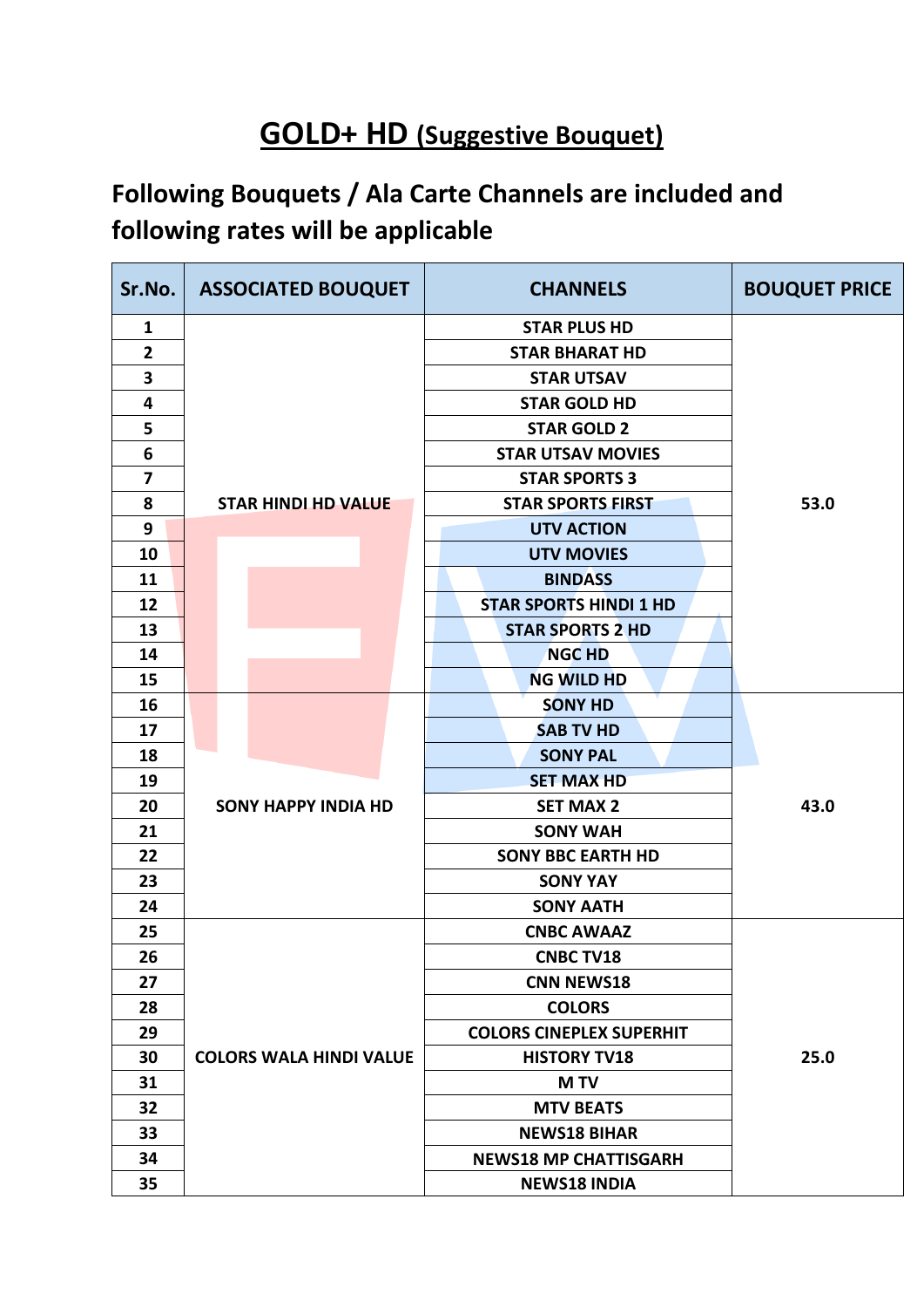# GOLD+ HD (Suggestive Bouquet)

## Following Bouquets / Ala Carte Channels are included and following rates will be applicable

| Sr.No. | ASSOCIATED BOUQUET | CHANNELS | BOUQUET PRICE |
|---|---|---|---|
| 1 | STAR HINDI HD VALUE | STAR PLUS HD | 53.0 |
| 2 | | STAR BHARAT HD | |
| 3 | | STAR UTSAV | |
| 4 | | STAR GOLD HD | |
| 5 | | STAR GOLD 2 | |
| 6 | | STAR UTSAV MOVIES | |
| 7 | | STAR SPORTS 3 | |
| 8 | | STAR SPORTS FIRST | |
| 9 | | UTV ACTION | |
| 10 | | UTV MOVIES | |
| 11 | | BINDASS | |
| 12 | | STAR SPORTS HINDI 1 HD | |
| 13 | | STAR SPORTS 2 HD | |
| 14 | | NGC HD | |
| 15 | | NG WILD HD | |
| 16 | SONY HAPPY INDIA HD | SONY HD | 43.0 |
| 17 | | SAB TV HD | |
| 18 | | SONY PAL | |
| 19 | | SET MAX HD | |
| 20 | | SET MAX 2 | |
| 21 | | SONY WAH | |
| 22 | | SONY BBC EARTH HD | |
| 23 | | SONY YAY | |
| 24 | | SONY AATH | |
| 25 | COLORS WALA HINDI VALUE | CNBC AWAAZ | 25.0 |
| 26 | | CNBC TV18 | |
| 27 | | CNN NEWS18 | |
| 28 | | COLORS | |
| 29 | | COLORS CINEPLEX SUPERHIT | |
| 30 | | HISTORY TV18 | |
| 31 | | M TV | |
| 32 | | MTV BEATS | |
| 33 | | NEWS18 BIHAR | |
| 34 | | NEWS18 MP CHATTISGARH | |
| 35 | | NEWS18 INDIA | |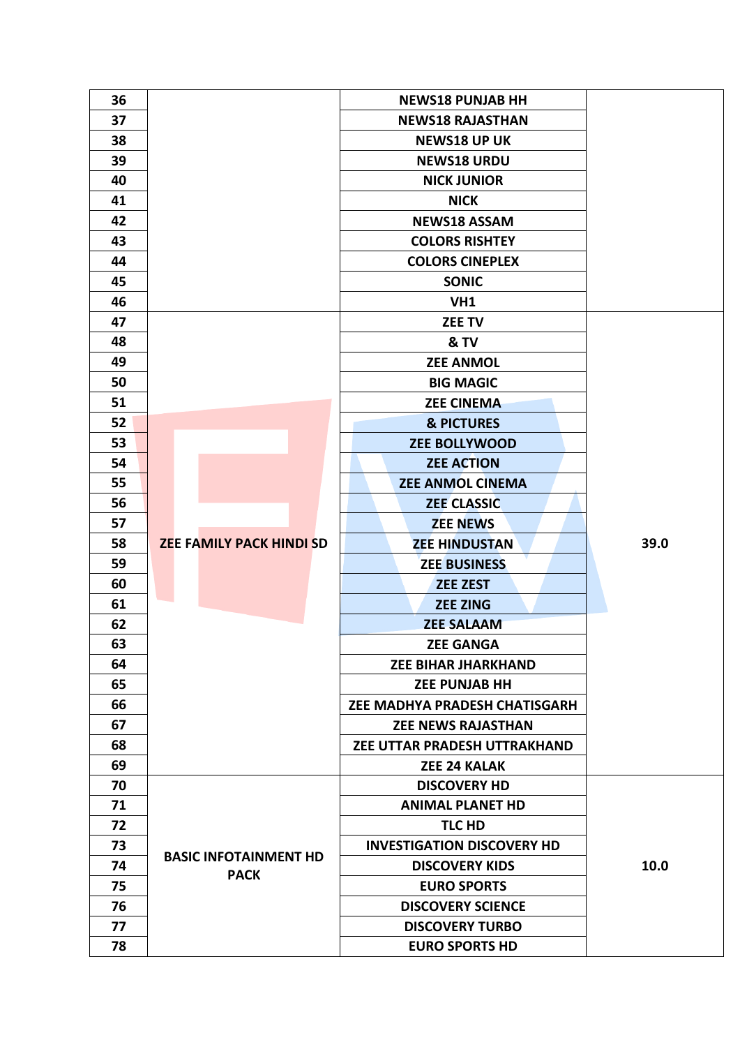| 36 | | NEWS18 PUNJAB HH | |
|---|---|---|---|
| 37 | | NEWS18 RAJASTHAN | |
| 38 | | NEWS18 UP UK | |
| 39 | | NEWS18 URDU | |
| 40 | | NICK JUNIOR | |
| 41 | | NICK | |
| 42 | | NEWS18 ASSAM | |
| 43 | | COLORS RISHTEY | |
| 44 | | COLORS CINEPLEX | |
| 45 | | SONIC | |
| 46 | | VH1 | |
| 47 | ZEE FAMILY PACK HINDI SD | ZEE TV | 39.0 |
| 48 | | & TV | |
| 49 | | ZEE ANMOL | |
| 50 | | BIG MAGIC | |
| 51 | | ZEE CINEMA | |
| 52 | | & PICTURES | |
| 53 | | ZEE BOLLYWOOD | |
| 54 | | ZEE ACTION | |
| 55 | | ZEE ANMOL CINEMA | |
| 56 | | ZEE CLASSIC | |
| 57 | | ZEE NEWS | |
| 58 | | ZEE HINDUSTAN | |
| 59 | | ZEE BUSINESS | |
| 60 | | ZEE ZEST | |
| 61 | | ZEE ZING | |
| 62 | | ZEE SALAAM | |
| 63 | | ZEE GANGA | |
| 64 | | ZEE BIHAR JHARKHAND | |
| 65 | | ZEE PUNJAB HH | |
| 66 | | ZEE MADHYA PRADESH CHATISGARH | |
| 67 | | ZEE NEWS RAJASTHAN | |
| 68 | | ZEE UTTAR PRADESH UTTRAKHAND | |
| 69 | | ZEE 24 KALAK | |
| 70 | BASIC INFOTAINMENT HD PACK | DISCOVERY HD | 10.0 |
| 71 | | ANIMAL PLANET HD | |
| 72 | | TLC HD | |
| 73 | | INVESTIGATION DISCOVERY HD | |
| 74 | | DISCOVERY KIDS | |
| 75 | | EURO SPORTS | |
| 76 | | DISCOVERY SCIENCE | |
| 77 | | DISCOVERY TURBO | |
| 78 | | EURO SPORTS HD | |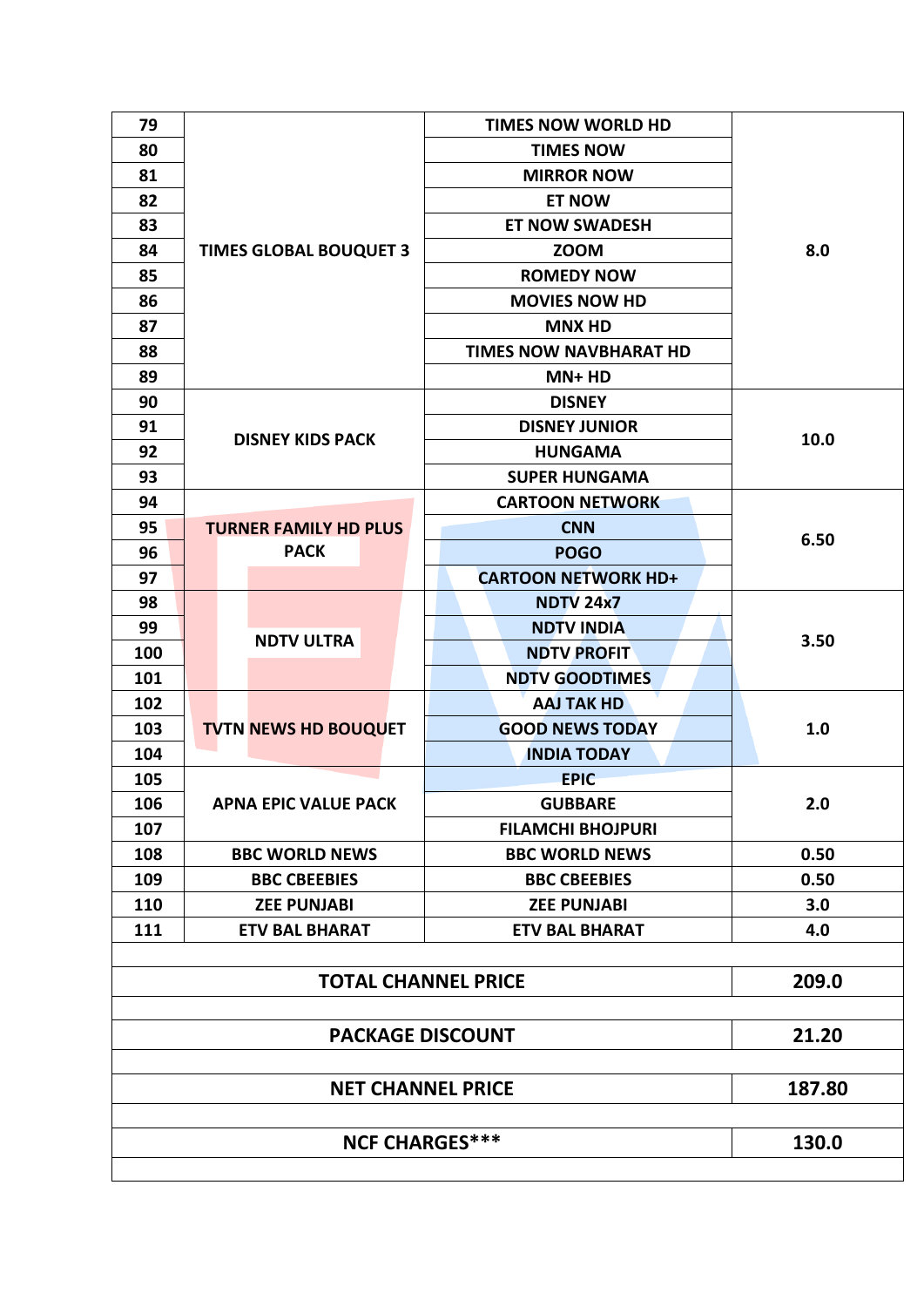| | | | |
|---|---|---|---|
| 79 | TIMES GLOBAL BOUQUET 3 | TIMES NOW WORLD HD | 8.0 |
| 80 | | TIMES NOW | |
| 81 | | MIRROR NOW | |
| 82 | | ET NOW | |
| 83 | | ET NOW SWADESH | |
| 84 | | ZOOM | |
| 85 | | ROMEDY NOW | |
| 86 | | MOVIES NOW HD | |
| 87 | | MNX HD | |
| 88 | | TIMES NOW NAVBHARAT HD | |
| 89 | | MN+ HD | |
| 90 | DISNEY KIDS PACK | DISNEY | 10.0 |
| 91 | | DISNEY JUNIOR | |
| 92 | | HUNGAMA | |
| 93 | | SUPER HUNGAMA | |
| 94 | TURNER FAMILY HD PLUS PACK | CARTOON NETWORK | 6.50 |
| 95 | | CNN | |
| 96 | | POGO | |
| 97 | | CARTOON NETWORK HD+ | |
| 98 | NDTV ULTRA | NDTV 24x7 | 3.50 |
| 99 | | NDTV INDIA | |
| 100 | | NDTV PROFIT | |
| 101 | | NDTV GOODTIMES | |
| 102 | TVTN NEWS HD BOUQUET | AAJ TAK HD | 1.0 |
| 103 | | GOOD NEWS TODAY | |
| 104 | | INDIA TODAY | |
| 105 | APNA EPIC VALUE PACK | EPIC | 2.0 |
| 106 | | GUBBARE | |
| 107 | | FILAMCHI BHOJPURI | |
| 108 | BBC WORLD NEWS | BBC WORLD NEWS | 0.50 |
| 109 | BBC CBEEBIES | BBC CBEEBIES | 0.50 |
| 110 | ZEE PUNJABI | ZEE PUNJABI | 3.0 |
| 111 | ETV BAL BHARAT | ETV BAL BHARAT | 4.0 |
| | | | |
| TOTAL CHANNEL PRICE | | | 209.0 |
| | | | |
| PACKAGE DISCOUNT | | | 21.20 |
| | | | |
| NET CHANNEL PRICE | | | 187.80 |
| | | | |
| NCF CHARGES*** | | | 130.0 |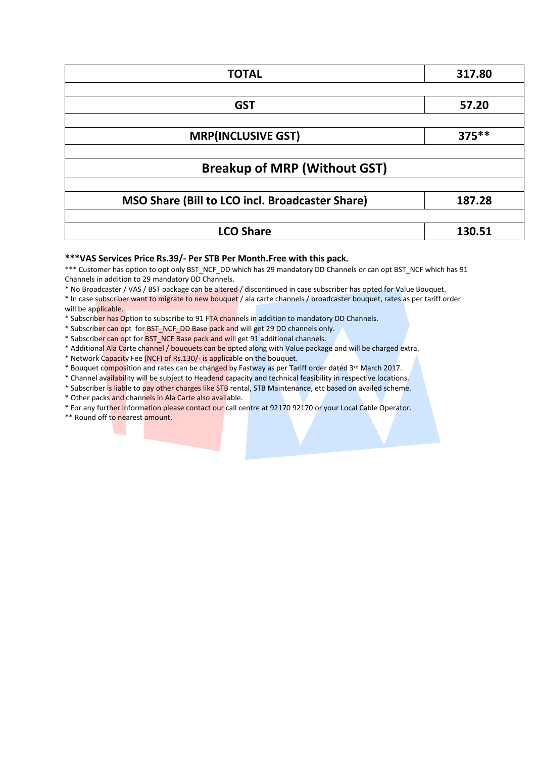| | |
|---|---|
| **TOTAL** | **317.80** |
| | |
| **GST** | **57.20** |
| | |
| **MRP(INCLUSIVE GST)** | **375**** |
| | |
| **Breakup of MRP (Without GST)** | |
| | |
| **MSO Share (Bill to LCO incl. Broadcaster Share)** | **187.28** |
| | |
| **LCO Share** | **130.51** |

**\*\*\*VAS Services Price Rs.39/- Per STB Per Month.Free with this pack.**

*** Customer has option to opt only BST_NCF_DD which has 29 mandatory DD Channels or can opt BST_NCF which has 91 Channels in addition to 29 mandatory DD Channels.

* No Broadcaster / VAS / BST package can be altered / discontinued in case subscriber has opted for Value Bouquet.
* In case subscriber want to migrate to new bouquet / ala carte channels / broadcaster bouquet, rates as per tariff order will be applicable.
* Subscriber has Option to subscribe to 91 FTA channels in addition to mandatory DD Channels.
* Subscriber can opt for BST_NCF_DD Base pack and will get 29 DD channels only.
* Subscriber can opt for BST_NCF Base pack and will get 91 additional channels.
* Additional Ala Carte channel / bouquets can be opted along with Value package and will be charged extra.
* Network Capacity Fee (NCF) of Rs.130/- is applicable on the bouquet.
* Bouquet composition and rates can be changed by Fastway as per Tariff order dated 3rd March 2017.
* Channel availability will be subject to Headend capacity and technical feasibility in respective locations.
* Subscriber is liable to pay other charges like STB rental, STB Maintenance, etc based on availed scheme.
* Other packs and channels in Ala Carte also available.
* For any further information please contact our call centre at 92170 92170 or your Local Cable Operator.

** Round off to nearest amount.